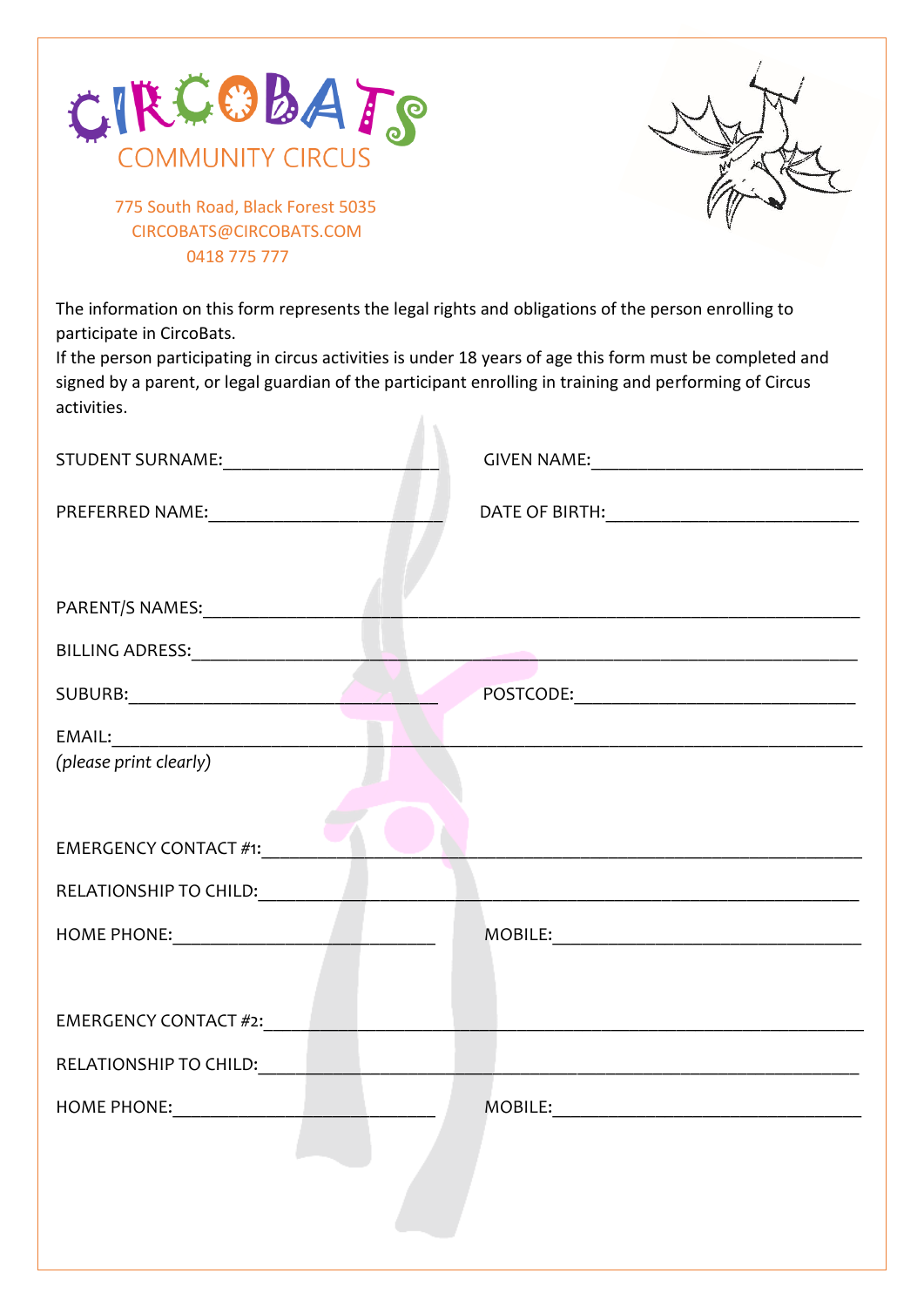# CIRCOBATS

## COMMUNITY CIRCUS

775 South Road, Black Forest 5035
CIRCOBATS@CIRCOBATS.COM
0418 775 777

The information on this form represents the legal rights and obligations of the person enrolling to participate in CircoBats.
If the person participating in circus activities is under 18 years of age this form must be completed and signed by a parent, or legal guardian of the participant enrolling in training and performing of Circus activities.

STUDENT SURNAME:______________________ GIVEN NAME:____________________________

PREFERRED NAME:________________________ DATE OF BIRTH:__________________________

PARENT/S NAMES:_____________________________________________________________________

BILLING ADRESS:_____________________________________________________________________

SUBURB:_________________________________ POSTCODE:____________________________

EMAIL:_____________________________________________________________________________
*(please print clearly)*

EMERGENCY CONTACT #1:_______________________________________________________________

RELATIONSHIP TO CHILD:_______________________________________________________________

HOME PHONE:___________________________ MOBILE:________________________________

EMERGENCY CONTACT #2:_______________________________________________________________

RELATIONSHIP TO CHILD:_______________________________________________________________

HOME PHONE:___________________________ MOBILE:________________________________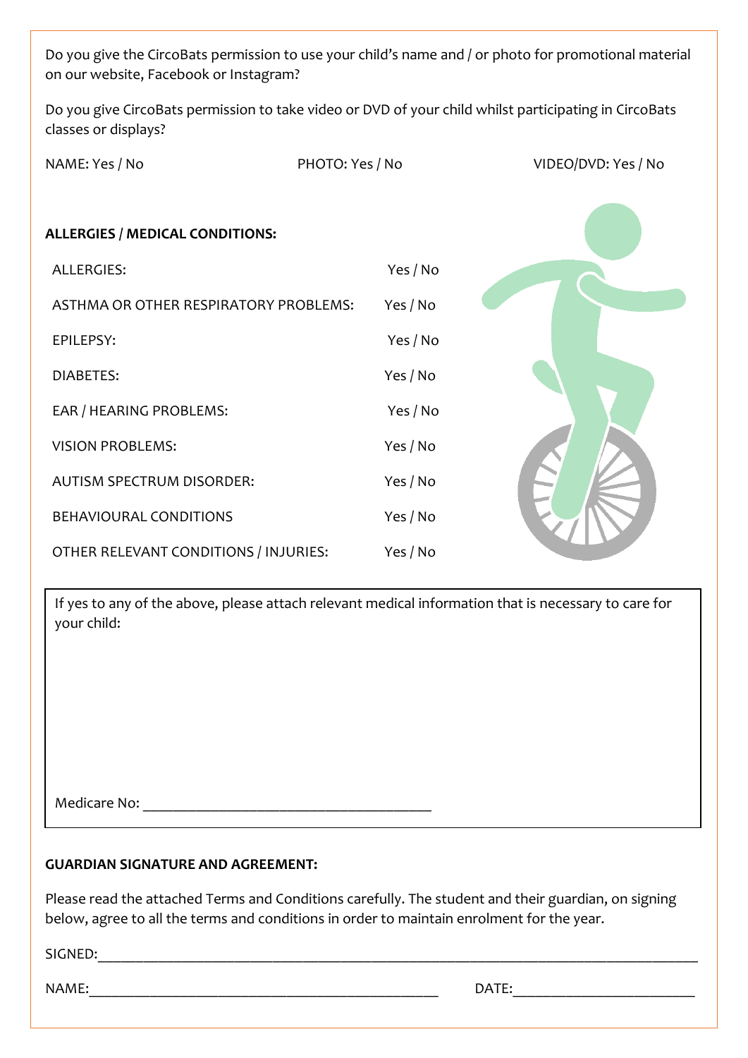Do you give the CircoBats permission to use your child's name and / or photo for promotional material on our website, Facebook or Instagram?

Do you give CircoBats permission to take video or DVD of your child whilst participating in CircoBats classes or displays?

NAME: Yes / No    PHOTO: Yes / No    VIDEO/DVD: Yes / No

**ALLERGIES / MEDICAL CONDITIONS:**

| | |
|---|---|
| ALLERGIES: | Yes / No |
| ASTHMA OR OTHER RESPIRATORY PROBLEMS: | Yes / No |
| EPILEPSY: | Yes / No |
| DIABETES: | Yes / No |
| EAR / HEARING PROBLEMS: | Yes / No |
| VISION PROBLEMS: | Yes / No |
| AUTISM SPECTRUM DISORDER: | Yes / No |
| BEHAVIOURAL CONDITIONS | Yes / No |
| OTHER RELEVANT CONDITIONS / INJURIES: | Yes / No |

If yes to any of the above, please attach relevant medical information that is necessary to care for your child:

Medicare No: ________________________________________

**GUARDIAN SIGNATURE AND AGREEMENT:**

Please read the attached Terms and Conditions carefully. The student and their guardian, on signing below, agree to all the terms and conditions in order to maintain enrolment for the year.

SIGNED:________________________________________________________________________________

NAME:________________________________________________    DATE:________________________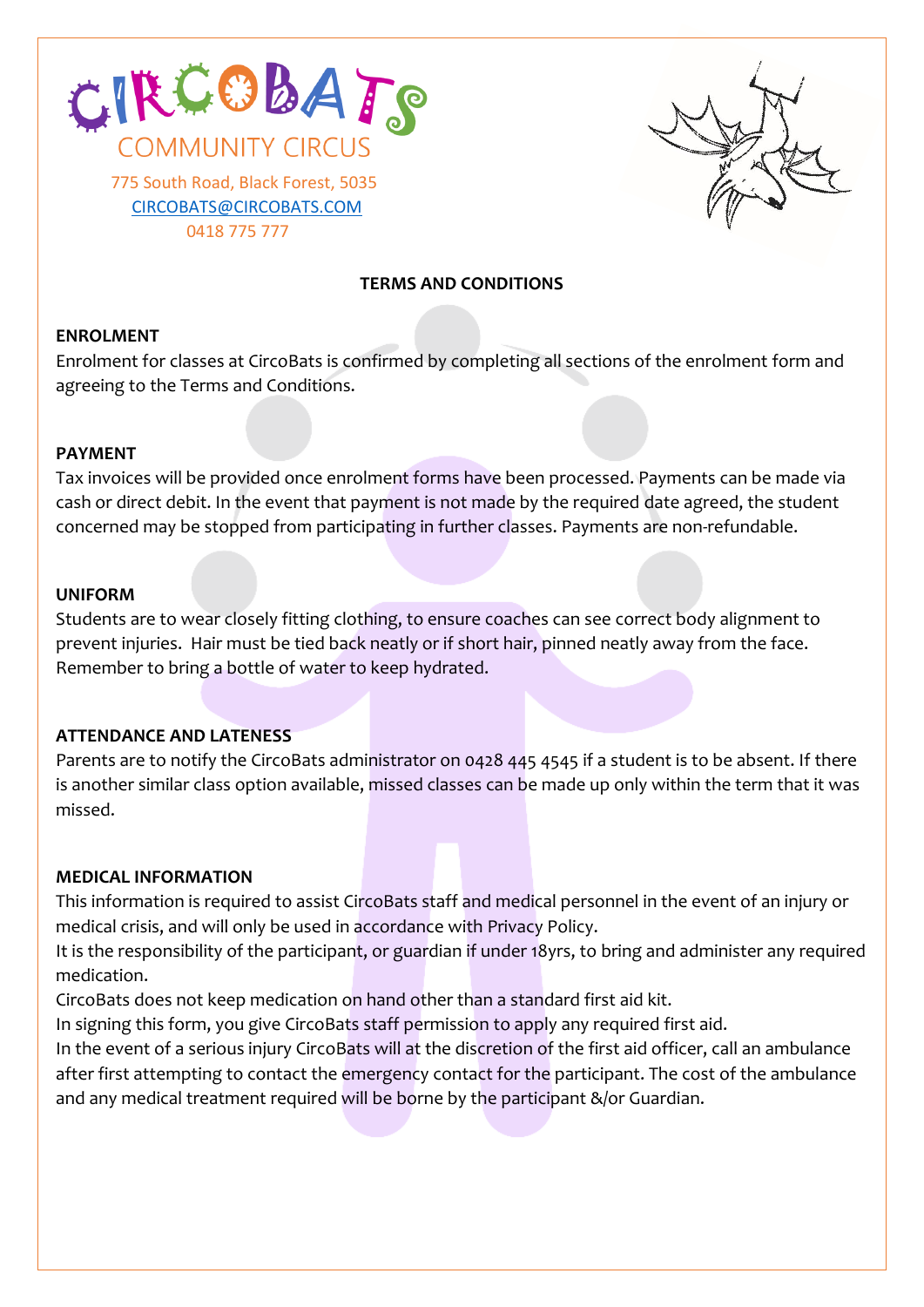CIRCOBATS
COMMUNITY CIRCUS

775 South Road, Black Forest, 5035
CIRCOBATS@CIRCOBATS.COM
0418 775 777

## TERMS AND CONDITIONS

**ENROLMENT**

Enrolment for classes at CircoBats is confirmed by completing all sections of the enrolment form and agreeing to the Terms and Conditions.

**PAYMENT**

Tax invoices will be provided once enrolment forms have been processed. Payments can be made via cash or direct debit. In the event that payment is not made by the required date agreed, the student concerned may be stopped from participating in further classes. Payments are non-refundable.

**UNIFORM**

Students are to wear closely fitting clothing, to ensure coaches can see correct body alignment to prevent injuries. Hair must be tied back neatly or if short hair, pinned neatly away from the face. Remember to bring a bottle of water to keep hydrated.

**ATTENDANCE AND LATENESS**

Parents are to notify the CircoBats administrator on 0428 445 4545 if a student is to be absent. If there is another similar class option available, missed classes can be made up only within the term that it was missed.

**MEDICAL INFORMATION**

This information is required to assist CircoBats staff and medical personnel in the event of an injury or medical crisis, and will only be used in accordance with Privacy Policy.
It is the responsibility of the participant, or guardian if under 18yrs, to bring and administer any required medication.
CircoBats does not keep medication on hand other than a standard first aid kit.
In signing this form, you give CircoBats staff permission to apply any required first aid.
In the event of a serious injury CircoBats will at the discretion of the first aid officer, call an ambulance after first attempting to contact the emergency contact for the participant. The cost of the ambulance and any medical treatment required will be borne by the participant &/or Guardian.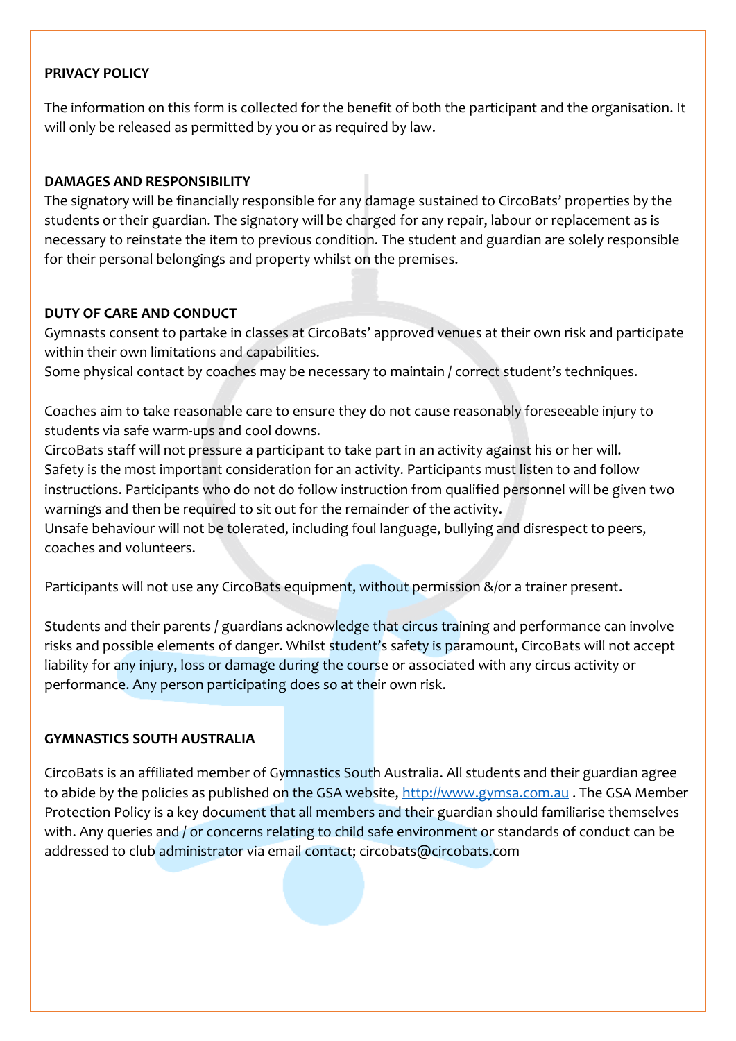**PRIVACY POLICY**

The information on this form is collected for the benefit of both the participant and the organisation. It will only be released as permitted by you or as required by law.

**DAMAGES AND RESPONSIBILITY**

The signatory will be financially responsible for any damage sustained to CircoBats' properties by the students or their guardian. The signatory will be charged for any repair, labour or replacement as is necessary to reinstate the item to previous condition. The student and guardian are solely responsible for their personal belongings and property whilst on the premises.

**DUTY OF CARE AND CONDUCT**

Gymnasts consent to partake in classes at CircoBats' approved venues at their own risk and participate within their own limitations and capabilities.
Some physical contact by coaches may be necessary to maintain / correct student's techniques.

Coaches aim to take reasonable care to ensure they do not cause reasonably foreseeable injury to students via safe warm-ups and cool downs.
CircoBats staff will not pressure a participant to take part in an activity against his or her will.
Safety is the most important consideration for an activity. Participants must listen to and follow instructions. Participants who do not do follow instruction from qualified personnel will be given two warnings and then be required to sit out for the remainder of the activity.
Unsafe behaviour will not be tolerated, including foul language, bullying and disrespect to peers, coaches and volunteers.

Participants will not use any CircoBats equipment, without permission &/or a trainer present.

Students and their parents / guardians acknowledge that circus training and performance can involve risks and possible elements of danger. Whilst student's safety is paramount, CircoBats will not accept liability for any injury, loss or damage during the course or associated with any circus activity or performance. Any person participating does so at their own risk.

**GYMNASTICS SOUTH AUSTRALIA**

CircoBats is an affiliated member of Gymnastics South Australia. All students and their guardian agree to abide by the policies as published on the GSA website, http://www.gymsa.com.au . The GSA Member Protection Policy is a key document that all members and their guardian should familiarise themselves with. Any queries and / or concerns relating to child safe environment or standards of conduct can be addressed to club administrator via email contact; circobats@circobats.com